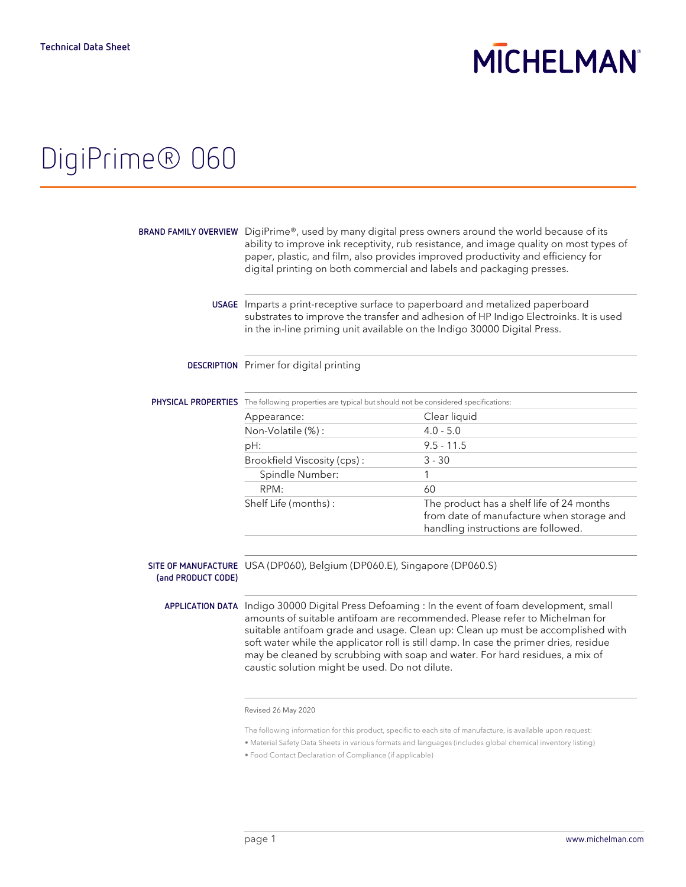Technical Data Sheet

MICHELMAN

# DigiPrime® 060

**BRAND FAMILY OVERVIEW**

DigiPrime®, used by many digital press owners around the world because of its ability to improve ink receptivity, rub resistance, and image quality on most types of paper, plastic, and film, also provides improved productivity and efficiency for digital printing on both commercial and labels and packaging presses.

**USAGE**

Imparts a print-receptive surface to paperboard and metalized paperboard substrates to improve the transfer and adhesion of HP Indigo Electroinks. It is used in the in-line priming unit available on the Indigo 30000 Digital Press.

**DESCRIPTION**

Primer for digital printing

**PHYSICAL PROPERTIES**

The following properties are typical but should not be considered specifications:

| Property | Value |
|---|---|
| Appearance: | Clear liquid |
| Non-Volatile (%) : | 4.0 - 5.0 |
| pH: | 9.5 - 11.5 |
| Brookfield Viscosity (cps) : | 3 - 30 |
| Spindle Number: | 1 |
| RPM: | 60 |
| Shelf Life (months) : | The product has a shelf life of 24 months from date of manufacture when storage and handling instructions are followed. |

**SITE OF MANUFACTURE (and PRODUCT CODE)**

USA (DP060), Belgium (DP060.E), Singapore (DP060.S)

**APPLICATION DATA**

Indigo 30000 Digital Press Defoaming : In the event of foam development, small amounts of suitable antifoam are recommended. Please refer to Michelman for suitable antifoam grade and usage. Clean up: Clean up must be accomplished with soft water while the applicator roll is still damp. In case the primer dries, residue may be cleaned by scrubbing with soap and water. For hard residues, a mix of caustic solution might be used. Do not dilute.

Revised 26 May 2020

The following information for this product, specific to each site of manufacture, is available upon request:

- Material Safety Data Sheets in various formats and languages (includes global chemical inventory listing)
- Food Contact Declaration of Compliance (if applicable)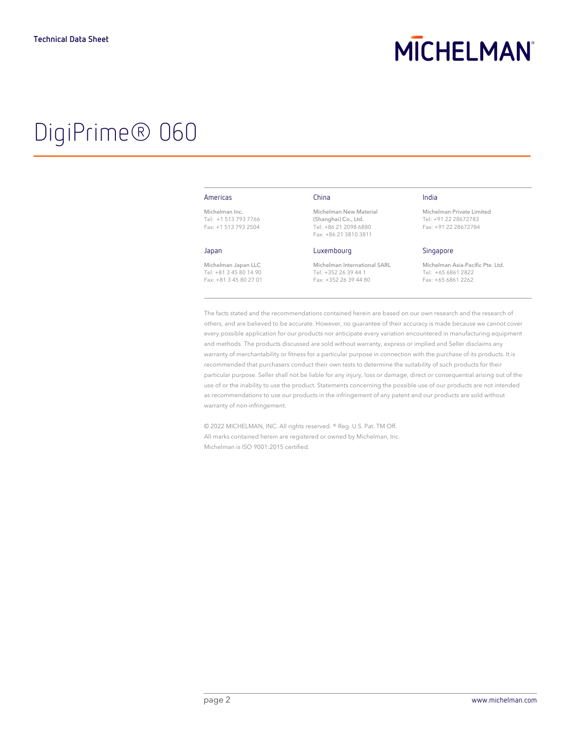# DigiPrime® 060

### Americas

Michelman Inc.
Tel: +1 513 793 7766
Fax: +1 513 793 2504

### China

Michelman New Material (Shanghai) Co., Ltd.
Tel: +86 21 2098 6880
Fax: +86 21 3810 3811

### India

Michelman Private Limited
Tel: +91 22 28672783
Fax: +91 22 28672784

### Japan

Michelman Japan LLC
Tel: +81 3 45 80 14 90
Fax: +81 3 45 80 27 01

### Luxembourg

Michelman International SARL
Tel: +352 26 39 44 1
Fax: +352 26 39 44 80

### Singapore

Michelman Asia-Pacific Pte. Ltd.
Tel: +65 6861 2822
Fax: +65 6861 2262

The facts stated and the recommendations contained herein are based on our own research and the research of others, and are believed to be accurate. However, no guarantee of their accuracy is made because we cannot cover every possible application for our products nor anticipate every variation encountered in manufacturing equipment and methods. The products discussed are sold without warranty, express or implied and Seller disclaims any warranty of merchantability or fitness for a particular purpose in connection with the purchase of its products. It is recommended that purchasers conduct their own tests to determine the suitability of such products for their particular purpose. Seller shall not be liable for any injury, loss or damage, direct or consequential arising out of the use of or the inability to use the product. Statements concerning the possible use of our products are not intended as recommendations to use our products in the infringement of any patent and our products are sold without warranty of non-infringement.

© 2022 MICHELMAN, INC. All rights reserved. ® Reg. U.S. Pat. TM Off.
All marks contained herein are registered or owned by Michelman, Inc.
Michelman is ISO 9001:2015 certified.